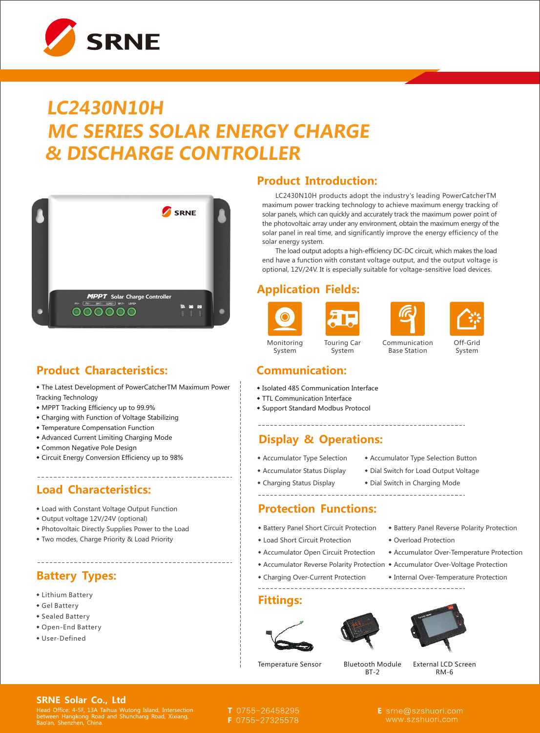# LC2430N10H
# MC SERIES SOLAR ENERGY CHARGE & DISCHARGE CONTROLLER

## Product Introduction:

LC2430N10H products adopt the industry's leading PowerCatcherTM maximum power tracking technology to achieve maximum energy tracking of solar panels, which can quickly and accurately track the maximum power point of the photovoltaic array under any environment, obtain the maximum energy of the solar panel in real time, and significantly improve the energy efficiency of the solar energy system.

The load output adopts a high-efficiency DC-DC circuit, which makes the load end have a function with constant voltage output, and the output voltage is optional, 12V/24V. It is especially suitable for voltage-sensitive load devices.

## Application Fields:

Monitoring System | Touring Car System | Communication Base Station | Off-Grid System

## Product Characteristics:

- The Latest Development of PowerCatcherTM Maximum Power Tracking Technology
- MPPT Tracking Efficiency up to 99.9%
- Charging with Function of Voltage Stabilizing
- Temperature Compensation Function
- Advanced Current Limiting Charging Mode
- Common Negative Pole Design
- Circuit Energy Conversion Efficiency up to 98%

## Load Characteristics:

- Load with Constant Voltage Output Function
- Output voltage 12V/24V (optional)
- Photovoltaic Directly Supplies Power to the Load
- Two modes, Charge Priority & Load Priority

## Battery Types:

- Lithium Battery
- Gel Battery
- Sealed Battery
- Open-End Battery
- User-Defined

## Communication:

- Isolated 485 Communication Interface
- TTL Communication Interface
- Support Standard Modbus Protocol

## Display & Operations:

- Accumulator Type Selection
- Accumulator Status Display
- Charging Status Display
- Accumulator Type Selection Button
- Dial Switch for Load Output Voltage
- Dial Switch in Charging Mode

## Protection Functions:

- Battery Panel Short Circuit Protection
- Load Short Circuit Protection
- Accumulator Open Circuit Protection
- Accumulator Reverse Polarity Protection
- Charging Over-Current Protection
- Battery Panel Reverse Polarity Protection
- Overload Protection
- Accumulator Over-Temperature Protection
- Accumulator Over-Voltage Protection
- Internal Over-Temperature Protection

## Fittings:

Temperature Sensor | Bluetooth Module BT-2 | External LCD Screen RM-6

**SRNE Solar Co., Ltd**

Head Office: 4-5F, 13A Taihua Wutong Island, Intersection between Hangkong Road and Shunchang Road, Xixiang, Bao'an, Shenzhen, China.

T 0755-26458295
F 0755-27325578

E srne@szshuori.com
www.szshuori.com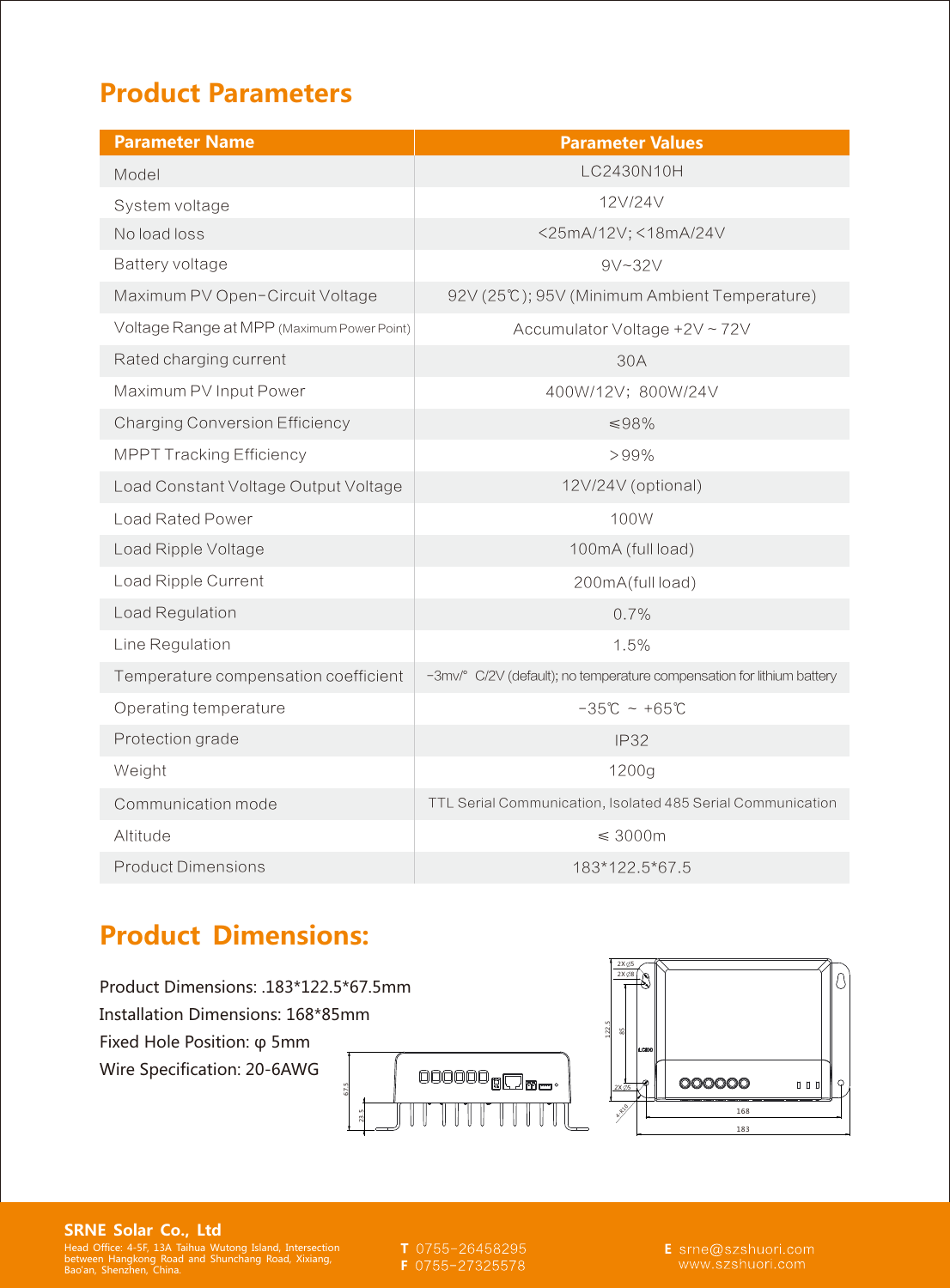## Product Parameters

| Parameter Name | Parameter Values |
|---|---|
| Model | LC2430N10H |
| System voltage | 12V/24V |
| No load loss | <25mA/12V; <18mA/24V |
| Battery voltage | 9V~32V |
| Maximum PV Open-Circuit Voltage | 92V (25℃); 95V (Minimum Ambient Temperature) |
| Voltage Range at MPP (Maximum Power Point) | Accumulator Voltage +2V ~ 72V |
| Rated charging current | 30A |
| Maximum PV Input Power | 400W/12V; 800W/24V |
| Charging Conversion Efficiency | ≤98% |
| MPPT Tracking Efficiency | >99% |
| Load Constant Voltage Output Voltage | 12V/24V (optional) |
| Load Rated Power | 100W |
| Load Ripple Voltage | 100mA (full load) |
| Load Ripple Current | 200mA(full load) |
| Load Regulation | 0.7% |
| Line Regulation | 1.5% |
| Temperature compensation coefficient | -3mv/° C/2V (default); no temperature compensation for lithium battery |
| Operating temperature | -35℃ ~ +65℃ |
| Protection grade | IP32 |
| Weight | 1200g |
| Communication mode | TTL Serial Communication, Isolated 485 Serial Communication |
| Altitude | ≤ 3000m |
| Product Dimensions | 183*122.5*67.5 |

## Product Dimensions:

Product Dimensions: .183*122.5*67.5mm

Installation Dimensions: 168*85mm

Fixed Hole Position: φ 5mm

Wire Specification: 20-6AWG

67.5
23.5
2X φ5
2X φ8
122.5
85
2X φ5
4-R10
168
183

**SRNE Solar Co., Ltd**

Head Office: 4-5F, 13A Taihua Wutong Island, Intersection between Hangkong Road and Shunchang Road, Xixiang, Bao'an, Shenzhen, China.

**T** 0755-26458295
**F** 0755-27325578

**E** srne@szshuori.com
www.szshuori.com